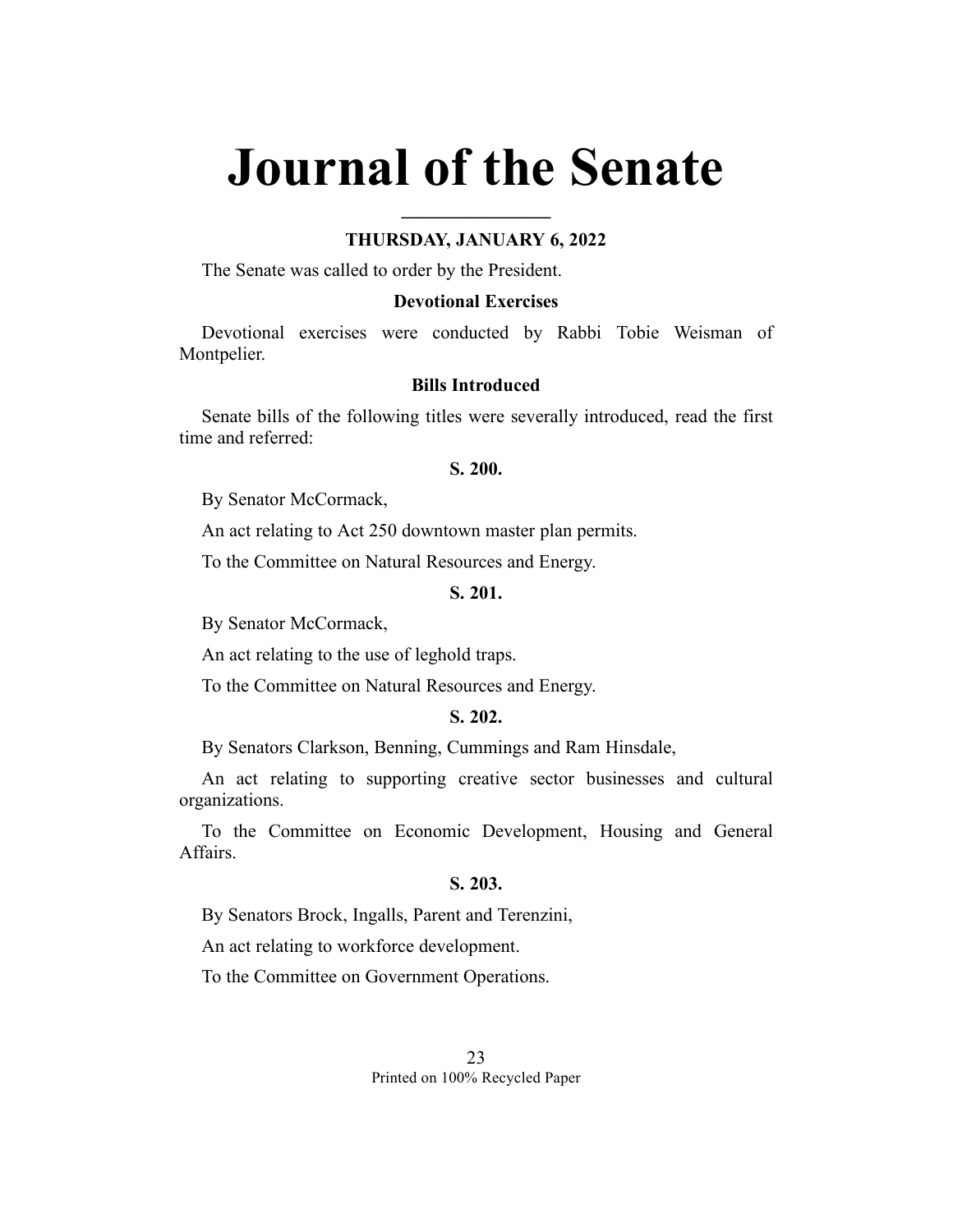# Journal of the Senate

**THURSDAY, JANUARY 6, 2022**

The Senate was called to order by the President.

**Devotional Exercises**

Devotional exercises were conducted by Rabbi Tobie Weisman of Montpelier.

**Bills Introduced**

Senate bills of the following titles were severally introduced, read the first time and referred:

**S. 200.**

By Senator McCormack,

An act relating to Act 250 downtown master plan permits.

To the Committee on Natural Resources and Energy.

**S. 201.**

By Senator McCormack,

An act relating to the use of leghold traps.

To the Committee on Natural Resources and Energy.

**S. 202.**

By Senators Clarkson, Benning, Cummings and Ram Hinsdale,

An act relating to supporting creative sector businesses and cultural organizations.

To the Committee on Economic Development, Housing and General Affairs.

**S. 203.**

By Senators Brock, Ingalls, Parent and Terenzini,

An act relating to workforce development.

To the Committee on Government Operations.

Printed on 100% Recycled Paper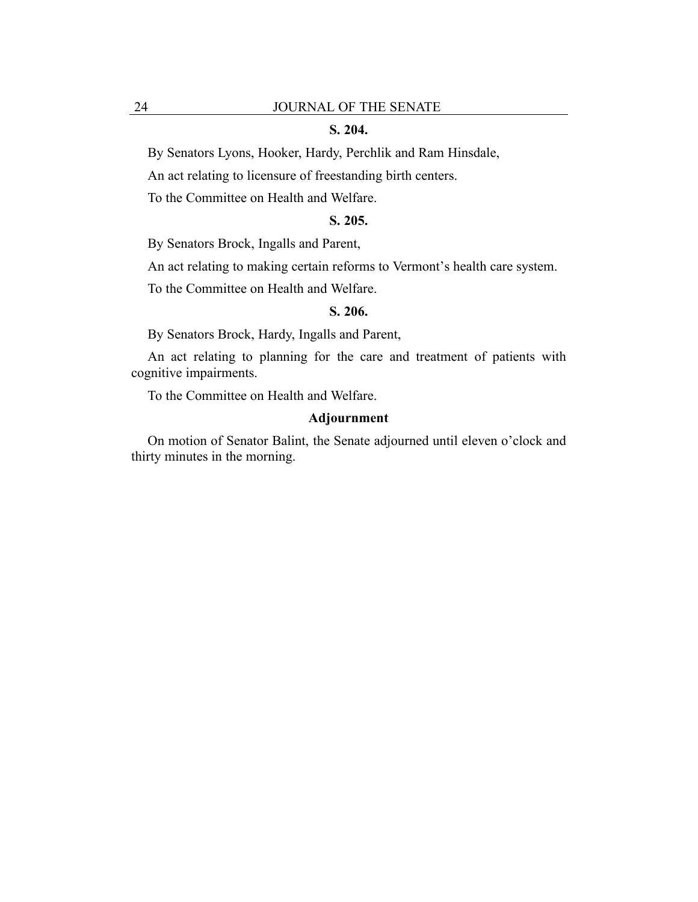**S. 204.**

By Senators Lyons, Hooker, Hardy, Perchlik and Ram Hinsdale,

An act relating to licensure of freestanding birth centers.

To the Committee on Health and Welfare.

**S. 205.**

By Senators Brock, Ingalls and Parent,

An act relating to making certain reforms to Vermont's health care system.

To the Committee on Health and Welfare.

**S. 206.**

By Senators Brock, Hardy, Ingalls and Parent,

An act relating to planning for the care and treatment of patients with cognitive impairments.

To the Committee on Health and Welfare.

**Adjournment**

On motion of Senator Balint, the Senate adjourned until eleven o'clock and thirty minutes in the morning.